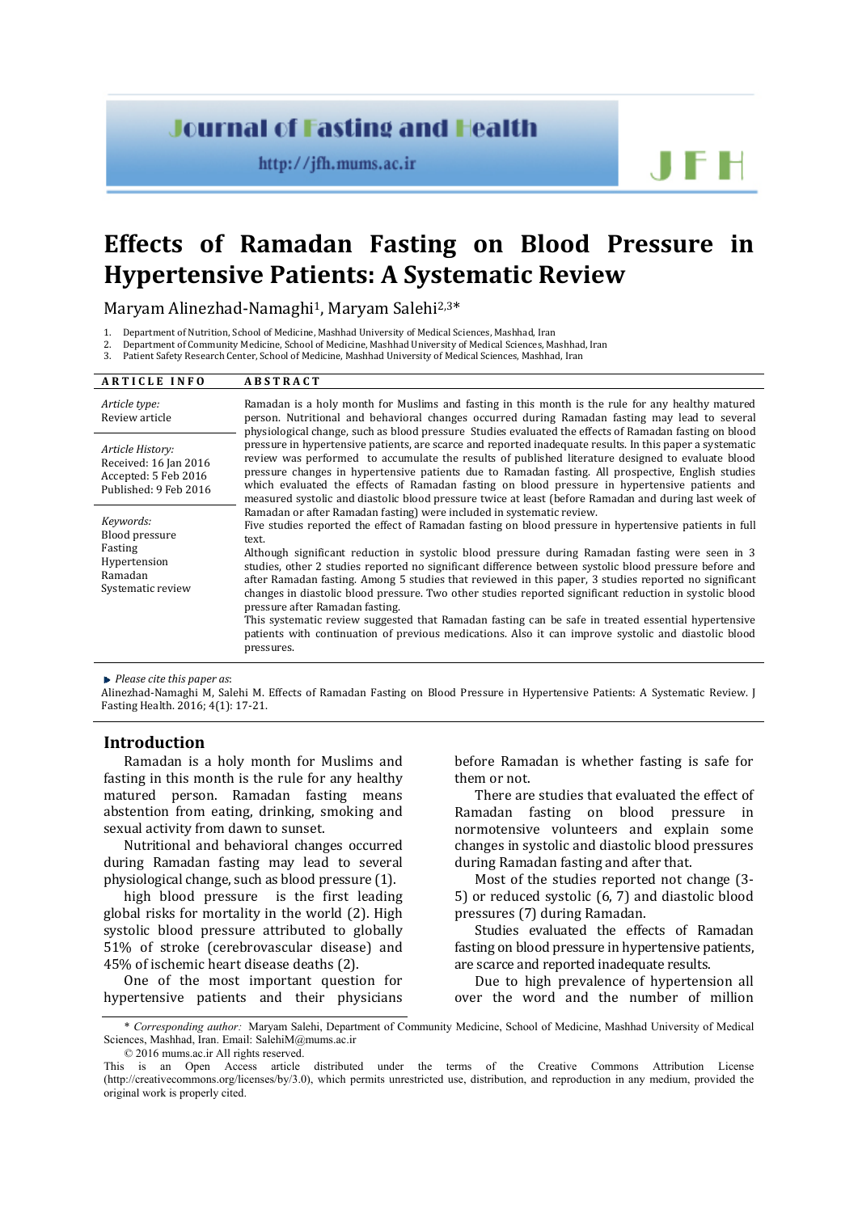# Effects of Ramadan Fasting on Blood Pressure in Hypertensive Patients: A Systematic Review

Maryam Alinezhad-Namaghi[1], Maryam Salehi[2,3]*

1. Department of Nutrition, School of Medicine, Mashhad University of Medical Sciences, Mashhad, Iran
2. Department of Community Medicine, School of Medicine, Mashhad University of Medical Sciences, Mashhad, Iran
3. Patient Safety Research Center, School of Medicine, Mashhad University of Medical Sciences, Mashhad, Iran

**ARTICLE INFO**

*Article type:*
Review article

*Article History:*
Received: 16 Jan 2016
Accepted: 5 Feb 2016
Published: 9 Feb 2016

*Keywords:*
Blood pressure
Fasting
Hypertension
Ramadan
Systematic review

**ABSTRACT**

Ramadan is a holy month for Muslims and fasting in this month is the rule for any healthy matured person. Nutritional and behavioral changes occurred during Ramadan fasting may lead to several physiological changes, such as blood pressure Studies evaluated the effects of Ramadan fasting on blood pressure in hypertensive patients, are scarce and reported inadequate results. In this paper a systematic review was performed to accumulate the results of published literature designed to evaluate blood pressure changes in hypertensive patients due to Ramadan fasting. All prospective, English studies which evaluated the effects of Ramadan fasting on blood pressure in hypertensive patients and measured systolic and diastolic blood pressure twice at least (before Ramadan and during last week of Ramadan or after Ramadan fasting) were included in systematic review.

Five studies reported the effect of Ramadan fasting on blood pressure in hypertensive patients in full text.

Although significant reduction in systolic blood pressure during Ramadan fasting were seen in 3 studies, other 2 studies reported no significant difference between systolic blood pressure before and after Ramadan fasting. Among 5 studies that reviewed in this paper, 3 studies reported no significant changes in diastolic blood pressure. Two other studies reported significant reduction in systolic blood pressure after Ramadan fasting.

This systematic review suggested that Ramadan fasting can be safe in treated essential hypertensive patients with continuation of previous medications. Also it can improve systolic and diastolic blood pressures.

*Please cite this paper as*:
Alinezhad-Namaghi M, Salehi M. Effects of Ramadan Fasting on Blood Pressure in Hypertensive Patients: A Systematic Review. J Fasting Health. 2016; 4(1): 17-21.

## Introduction

Ramadan is a holy month for Muslims and fasting in this month is the rule for any healthy matured person. Ramadan fasting means abstention from eating, drinking, smoking and sexual activity from dawn to sunset.

Nutritional and behavioral changes occurred during Ramadan fasting may lead to several physiological change, such as blood pressure (1).

high blood pressure is the first leading global risks for mortality in the world (2). High systolic blood pressure attributed to globally 51% of stroke (cerebrovascular disease) and 45% of ischemic heart disease deaths (2).

One of the most important question for hypertensive patients and their physicians before Ramadan is whether fasting is safe for them or not.

There are studies that evaluated the effect of Ramadan fasting on blood pressure in normotensive volunteers and explain some changes in systolic and diastolic blood pressures during Ramadan fasting and after that.

Most of the studies reported not change (3-5) or reduced systolic (6, 7) and diastolic blood pressures (7) during Ramadan.

Studies evaluated the effects of Ramadan fasting on blood pressure in hypertensive patients, are scarce and reported inadequate results.

Due to high prevalence of hypertension all over the word and the number of million

\* *Corresponding author:* Maryam Salehi, Department of Community Medicine, School of Medicine, Mashhad University of Medical Sciences, Mashhad, Iran. Email: SalehiM@mums.ac.ir

© 2016 mums.ac.ir All rights reserved.

This is an Open Access article distributed under the terms of the Creative Commons Attribution License (http://creativecommons.org/licenses/by/3.0), which permits unrestricted use, distribution, and reproduction in any medium, provided the original work is properly cited.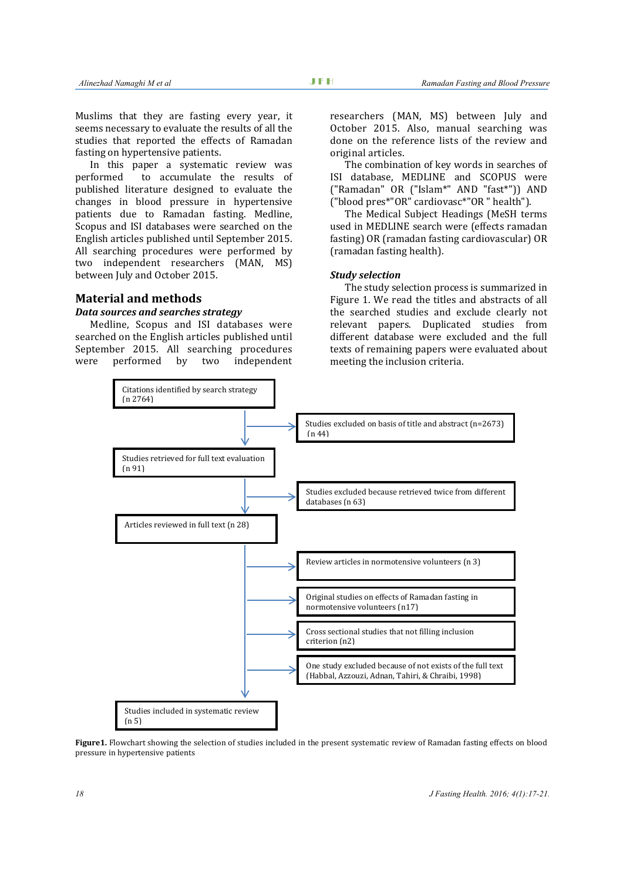Muslims that they are fasting every year, it seems necessary to evaluate the results of all the studies that reported the effects of Ramadan fasting on hypertensive patients.

In this paper a systematic review was performed to accumulate the results of published literature designed to evaluate the changes in blood pressure in hypertensive patients due to Ramadan fasting. Medline, Scopus and ISI databases were searched on the English articles published until September 2015. All searching procedures were performed by two independent researchers (MAN, MS) between July and October 2015.

## Material and methods

### *Data sources and searches strategy*

Medline, Scopus and ISI databases were searched on the English articles published until September 2015. All searching procedures were performed by two independent researchers (MAN, MS) between July and October 2015. Also, manual searching was done on the reference lists of the review and original articles.

The combination of key words in searches of ISI database, MEDLINE and SCOPUS were ("Ramadan" OR ("Islam*" AND "fast*")) AND ("blood pres*"OR" cardiovasc*"OR " health").

The Medical Subject Headings (MeSH terms used in MEDLINE search were (effects ramadan fasting) OR (ramadan fasting cardiovascular) OR (ramadan fasting health).

### *Study selection*

The study selection process is summarized in Figure 1. We read the titles and abstracts of all the searched studies and exclude clearly not relevant papers. Duplicated studies from different database were excluded and the full texts of remaining papers were evaluated about meeting the inclusion criteria.

Citations identified by search strategy (n 2764)

→ Studies excluded on basis of title and abstract (n=2673) (n 44)

Studies retrieved for full text evaluation (n 91)

→ Studies excluded because retrieved twice from different databases (n 63)

Articles reviewed in full text (n 28)

→ Review articles in normotensive volunteers (n 3)

→ Original studies on effects of Ramadan fasting in normotensive volunteers (n17)

→ Cross sectional studies that not filling inclusion criterion (n2)

→ One study excluded because of not exists of the full text (Habbal, Azzouzi, Adnan, Tahiri, & Chraibi, 1998)

Studies included in systematic review (n 5)

**Figure1.** Flowchart showing the selection of studies included in the present systematic review of Ramadan fasting effects on blood pressure in hypertensive patients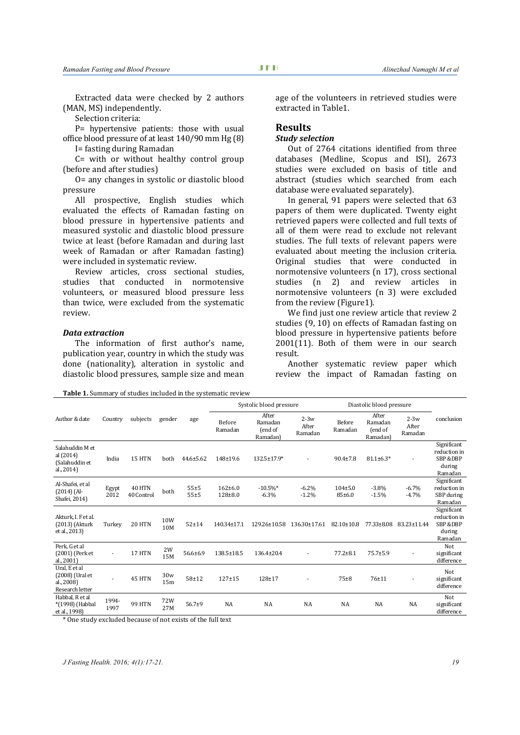Extracted data were checked by 2 authors (MAN, MS) independently.

Selection criteria:

P= hypertensive patients: those with usual office blood pressure of at least 140/90 mm Hg (8)

I= fasting during Ramadan

C= with or without healthy control group (before and after studies)

O= any changes in systolic or diastolic blood pressure

All prospective, English studies which evaluated the effects of Ramadan fasting on blood pressure in hypertensive patients and measured systolic and diastolic blood pressure twice at least (before Ramadan and during last week of Ramadan or after Ramadan fasting) were included in systematic review.

Review articles, cross sectional studies, studies that conducted in normotensive volunteers, or measured blood pressure less than twice, were excluded from the systematic review.

### *Data extraction*

The information of first author's name, publication year, country in which the study was done (nationality), alteration in systolic and diastolic blood pressures, sample size and mean age of the volunteers in retrieved studies were extracted in Table1.

## Results

### *Study selection*

Out of 2764 citations identified from three databases (Medline, Scopus and ISI), 2673 studies were excluded on basis of title and abstract (studies which searched from each database were evaluated separately).

In general, 91 papers were selected that 63 papers of them were duplicated. Twenty eight retrieved papers were collected and full texts of all of them were read to exclude not relevant studies. The full texts of relevant papers were evaluated about meeting the inclusion criteria. Original studies that were conducted in normotensive volunteers (n 17), cross sectional studies (n 2) and review articles in normotensive volunteers (n 3) were excluded from the review (Figure1).

We find just one review article that review 2 studies (9, 10) on effects of Ramadan fasting on blood pressure in hypertensive patients before 2001(11). Both of them were in our search result.

Another systematic review paper which review the impact of Ramadan fasting on

**Table 1.** Summary of studies included in the systematic review

| Author & date | Country | subjects | gender | age | Systolic blood pressure | | | Diastolic blood pressure | | | conclusion |
|---|---|---|---|---|---|---|---|---|---|---|---|
| | | | | | Before Ramadan | After Ramadan (end of Ramadan) | 2-3w After Ramadan | Before Ramadan | After Ramadan (end of Ramadan) | 2-3w After Ramadan | |
| Salahuddin M et al (2014) (Salahuddin et al., 2014) | India | 15 HTN | both | 44.6±5.62 | 148±19.6 | 132.5±17.9* | - | 90.4±7.8 | 81.1±6.3* | - | Significant reduction in SBP &DBP during Ramadan |
| Al-Shafei, et al (2014) (Al-Shafei, 2014) | Egypt 2012 | 40 HTN 40 Control | both | 55±5 55±5 | 162±6.0 128±8.0 | -10.5%* -6.3% | -6.2% -1.2% | 104±5.0 85±6.0 | -3.8% -1.5% | -6.7% -4.7% | Significant reduction in SBP during Ramadan |
| Akturk, I. F et al. (2013) (Akturk et al., 2013) | Turkey | 20 HTN | 10W 10M | 52±14 | 140.34±17.1 | 129.26±10.58 | 136.30±17.61 | 82.10±10.8 | 77.33±8.08 | 83.23±11.44 | Significant reduction in SBP &DBP during Ramadan |
| Perk, G et al (2001) (Perk et al., 2001) | - | 17 HTN | 2W 15M | 56.6±6.9 | 138.5±18.5 | 136.4±20.4 | - | 77.2±8.1 | 75.7±5.9 | - | Not significant difference |
| Ural, E et al (2008) (Ural et al., 2008) Research letter | - | 45 HTN | 30w 15m | 58±12 | 127±15 | 128±17 | - | 75±8 | 76±11 | - | Not significant difference |
| Habbal, R et al *(1998) (Habbal et al., 1998) | 1994-1997 | 99 HTN | 72W 27M | 56.7±9 | NA | NA | NA | NA | NA | NA | Not significant difference |

\* One study excluded because of not exists of the full text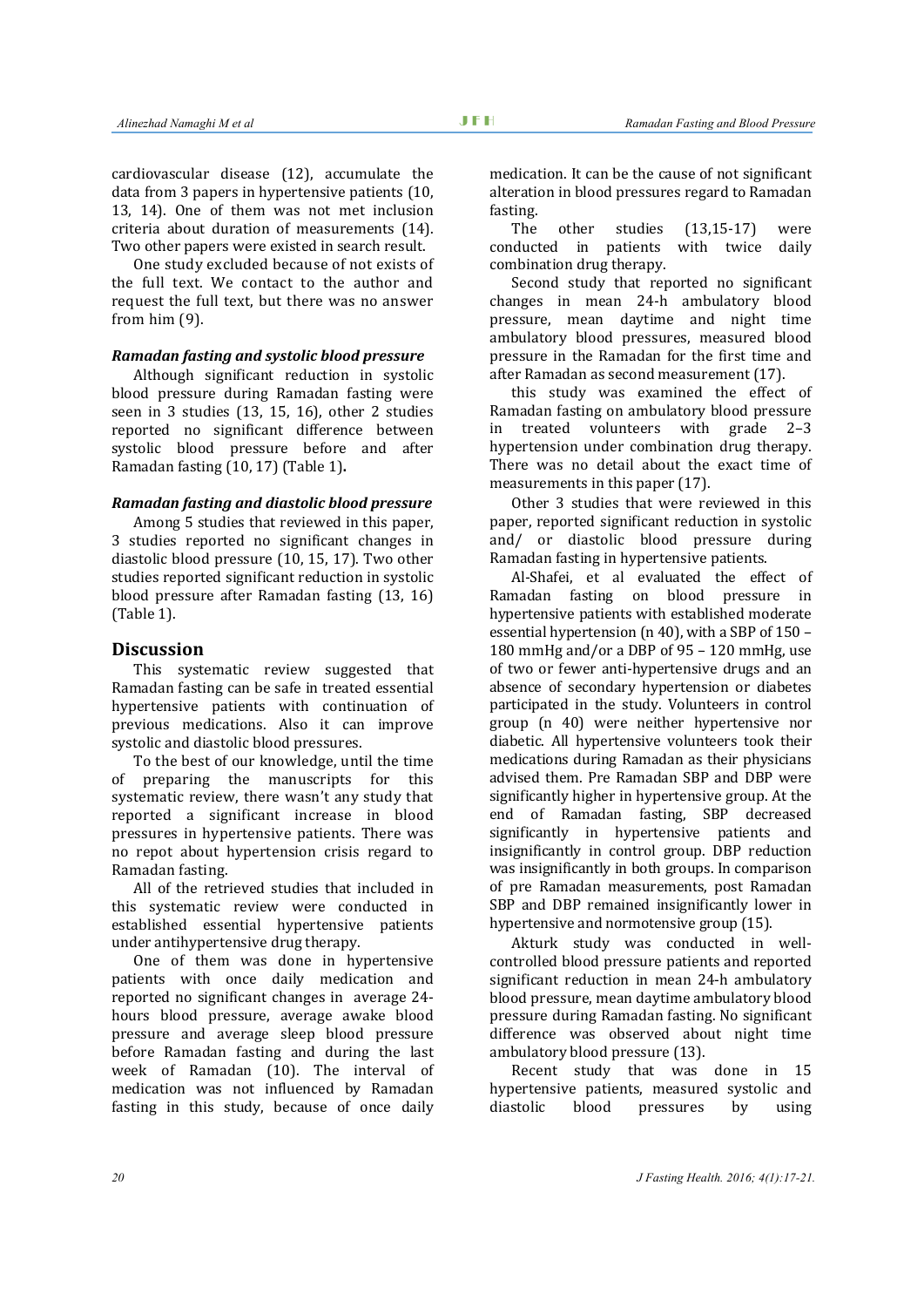cardiovascular disease (12), accumulate the data from 3 papers in hypertensive patients (10, 13, 14). One of them was not met inclusion criteria about duration of measurements (14). Two other papers were existed in search result.

One study excluded because of not exists of the full text. We contact to the author and request the full text, but there was no answer from him (9).

### *Ramadan fasting and systolic blood pressure*

Although significant reduction in systolic blood pressure during Ramadan fasting were seen in 3 studies (13, 15, 16), other 2 studies reported no significant difference between systolic blood pressure before and after Ramadan fasting (10, 17) (Table 1)**.**

### *Ramadan fasting and diastolic blood pressure*

Among 5 studies that reviewed in this paper, 3 studies reported no significant changes in diastolic blood pressure (10, 15, 17). Two other studies reported significant reduction in systolic blood pressure after Ramadan fasting (13, 16) (Table 1).

## Discussion

This systematic review suggested that Ramadan fasting can be safe in treated essential hypertensive patients with continuation of previous medications. Also it can improve systolic and diastolic blood pressures.

To the best of our knowledge, until the time of preparing the manuscripts for this systematic review, there wasn't any study that reported a significant increase in blood pressures in hypertensive patients. There was no repot about hypertension crisis regard to Ramadan fasting.

All of the retrieved studies that included in this systematic review were conducted in established essential hypertensive patients under antihypertensive drug therapy.

One of them was done in hypertensive patients with once daily medication and reported no significant changes in average 24-hours blood pressure, average awake blood pressure and average sleep blood pressure before Ramadan fasting and during the last week of Ramadan (10). The interval of medication was not influenced by Ramadan fasting in this study, because of once daily medication. It can be the cause of not significant alteration in blood pressures regard to Ramadan fasting.

The other studies (13,15-17) were conducted in patients with twice daily combination drug therapy.

Second study that reported no significant changes in mean 24-h ambulatory blood pressure, mean daytime and night time ambulatory blood pressures, measured blood pressure in the Ramadan for the first time and after Ramadan as second measurement (17).

this study was examined the effect of Ramadan fasting on ambulatory blood pressure in treated volunteers with grade 2–3 hypertension under combination drug therapy. There was no detail about the exact time of measurements in this paper (17).

Other 3 studies that were reviewed in this paper, reported significant reduction in systolic and/ or diastolic blood pressure during Ramadan fasting in hypertensive patients.

Al-Shafei, et al evaluated the effect of Ramadan fasting on blood pressure in hypertensive patients with established moderate essential hypertension (n 40), with a SBP of 150 – 180 mmHg and/or a DBP of 95 – 120 mmHg, use of two or fewer anti-hypertensive drugs and an absence of secondary hypertension or diabetes participated in the study. Volunteers in control group (n 40) were neither hypertensive nor diabetic. All hypertensive volunteers took their medications during Ramadan as their physicians advised them. Pre Ramadan SBP and DBP were significantly higher in hypertensive group. At the end of Ramadan fasting, SBP decreased significantly in hypertensive patients and insignificantly in control group. DBP reduction was insignificantly in both groups. In comparison of pre Ramadan measurements, post Ramadan SBP and DBP remained insignificantly lower in hypertensive and normotensive group (15).

Akturk study was conducted in well-controlled blood pressure patients and reported significant reduction in mean 24-h ambulatory blood pressure, mean daytime ambulatory blood pressure during Ramadan fasting. No significant difference was observed about night time ambulatory blood pressure (13).

Recent study that was done in 15 hypertensive patients, measured systolic and diastolic blood pressures by using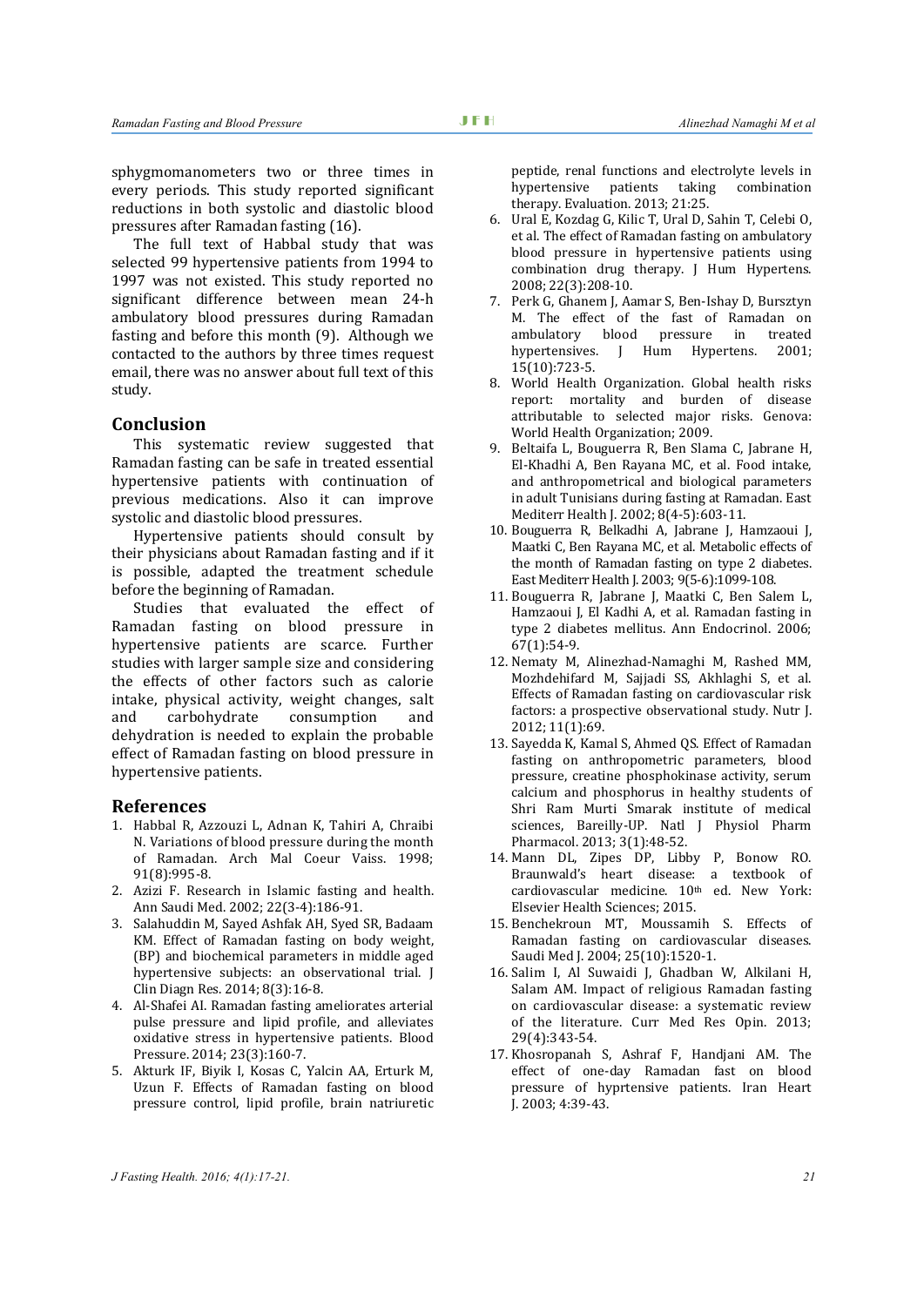sphygmomanometers two or three times in every periods. This study reported significant reductions in both systolic and diastolic blood pressures after Ramadan fasting (16).

The full text of Habbal study that was selected 99 hypertensive patients from 1994 to 1997 was not existed. This study reported no significant difference between mean 24-h ambulatory blood pressures during Ramadan fasting and before this month (9). Although we contacted to the authors by three times request email, there was no answer about full text of this study.

## Conclusion

This systematic review suggested that Ramadan fasting can be safe in treated essential hypertensive patients with continuation of previous medications. Also it can improve systolic and diastolic blood pressures.

Hypertensive patients should consult by their physicians about Ramadan fasting and if it is possible, adapted the treatment schedule before the beginning of Ramadan.

Studies that evaluated the effect of Ramadan fasting on blood pressure in hypertensive patients are scarce. Further studies with larger sample size and considering the effects of other factors such as calorie intake, physical activity, weight changes, salt and carbohydrate consumption and dehydration is needed to explain the probable effect of Ramadan fasting on blood pressure in hypertensive patients.

## References

1. Habbal R, Azzouzi L, Adnan K, Tahiri A, Chraibi N. Variations of blood pressure during the month of Ramadan. Arch Mal Coeur Vaiss. 1998; 91(8):995-8.
2. Azizi F. Research in Islamic fasting and health. Ann Saudi Med. 2002; 22(3-4):186-91.
3. Salahuddin M, Sayed Ashfak AH, Syed SR, Badaam KM. Effect of Ramadan fasting on body weight, (BP) and biochemical parameters in middle aged hypertensive subjects: an observational trial. J Clin Diagn Res. 2014; 8(3):16-8.
4. Al-Shafei AI. Ramadan fasting ameliorates arterial pulse pressure and lipid profile, and alleviates oxidative stress in hypertensive patients. Blood Pressure. 2014; 23(3):160-7.
5. Akturk IF, Biyik I, Kosas C, Yalcin AA, Erturk M, Uzun F. Effects of Ramadan fasting on blood pressure control, lipid profile, brain natriuretic peptide, renal functions and electrolyte levels in hypertensive patients taking combination therapy. Evaluation. 2013; 21:25.
6. Ural E, Kozdag G, Kilic T, Ural D, Sahin T, Celebi O, et al. The effect of Ramadan fasting on ambulatory blood pressure in hypertensive patients using combination drug therapy. J Hum Hypertens. 2008; 22(3):208-10.
7. Perk G, Ghanem J, Aamar S, Ben-Ishay D, Bursztyn M. The effect of the fast of Ramadan on ambulatory blood pressure in treated hypertensives. J Hum Hypertens. 2001; 15(10):723-5.
8. World Health Organization. Global health risks report: mortality and burden of disease attributable to selected major risks. Genova: World Health Organization; 2009.
9. Beltaifa L, Bouguerra R, Ben Slama C, Jabrane H, El-Khadhi A, Ben Rayana MC, et al. Food intake, and anthropometrical and biological parameters in adult Tunisians during fasting at Ramadan. East Mediterr Health J. 2002; 8(4-5):603-11.
10. Bouguerra R, Belkadhi A, Jabrane J, Hamzaoui J, Maatki C, Ben Rayana MC, et al. Metabolic effects of the month of Ramadan fasting on type 2 diabetes. East Mediterr Health J. 2003; 9(5-6):1099-108.
11. Bouguerra R, Jabrane J, Maatki C, Ben Salem L, Hamzaoui J, El Kadhi A, et al. Ramadan fasting in type 2 diabetes mellitus. Ann Endocrinol. 2006; 67(1):54-9.
12. Nematy M, Alinezhad-Namaghi M, Rashed MM, Mozhdehifard M, Sajjadi SS, Akhlaghi S, et al. Effects of Ramadan fasting on cardiovascular risk factors: a prospective observational study. Nutr J. 2012; 11(1):69.
13. Sayedda K, Kamal S, Ahmed QS. Effect of Ramadan fasting on anthropometric parameters, blood pressure, creatine phosphokinase activity, serum calcium and phosphorus in healthy students of Shri Ram Murti Smarak institute of medical sciences, Bareilly-UP. Natl J Physiol Pharm Pharmacol. 2013; 3(1):48-52.
14. Mann DL, Zipes DP, Libby P, Bonow RO. Braunwald's heart disease: a textbook of cardiovascular medicine. 10th ed. New York: Elsevier Health Sciences; 2015.
15. Benchekroun MT, Moussamih S. Effects of Ramadan fasting on cardiovascular diseases. Saudi Med J. 2004; 25(10):1520-1.
16. Salim I, Al Suwaidi J, Ghadban W, Alkilani H, Salam AM. Impact of religious Ramadan fasting on cardiovascular disease: a systematic review of the literature. Curr Med Res Opin. 2013; 29(4):343-54.
17. Khosropanah S, Ashraf F, Handjani AM. The effect of one-day Ramadan fast on blood pressure of hyprtensive patients. Iran Heart J. 2003; 4:39-43.